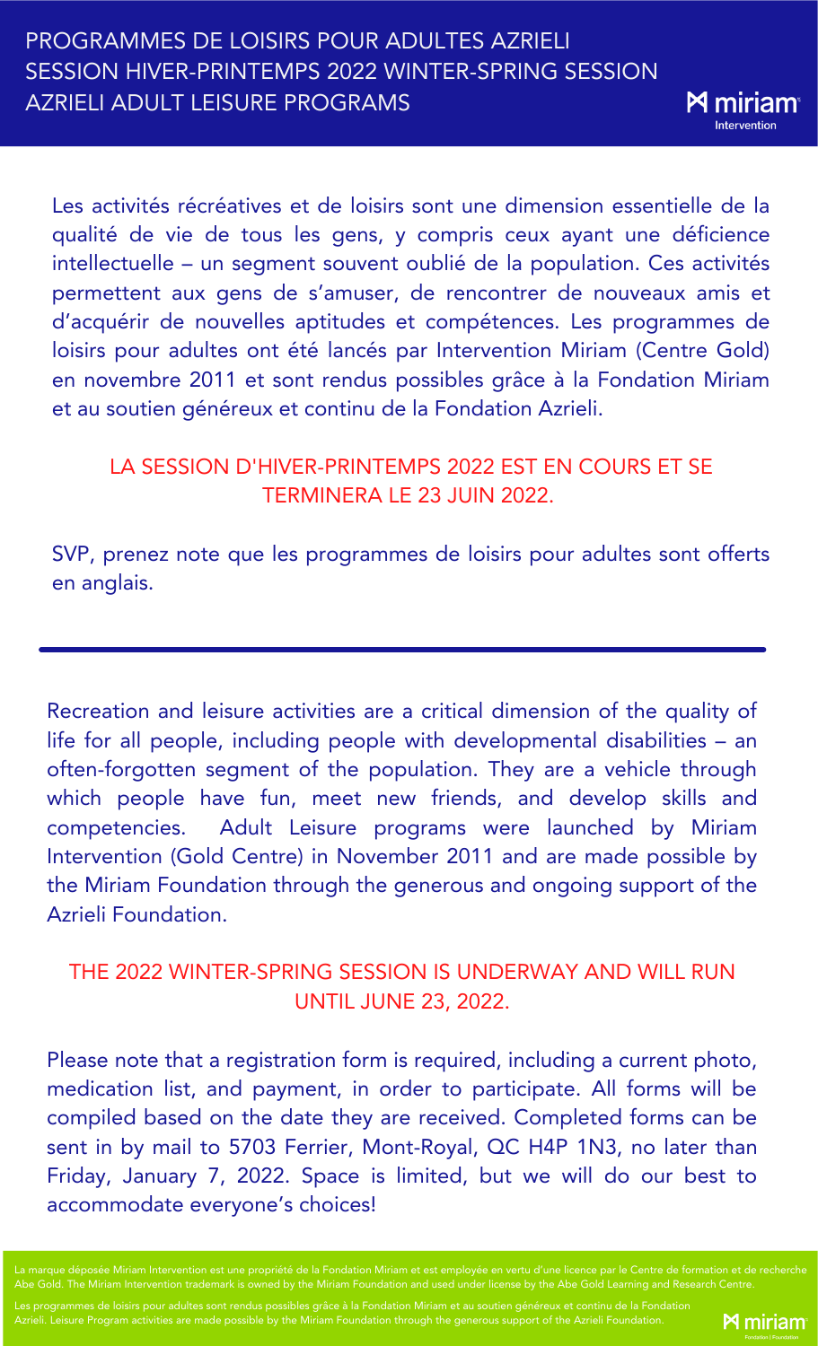# PROGRAMMES DE LOISIRS POUR ADULTES AZRIELI
# SESSION HIVER-PRINTEMPS 2022 WINTER-SPRING SESSION
# AZRIELI ADULT LEISURE PROGRAMS

miriam Intervention

Les activités récréatives et de loisirs sont une dimension essentielle de la qualité de vie de tous les gens, y compris ceux ayant une déficience intellectuelle – un segment souvent oublié de la population. Ces activités permettent aux gens de s'amuser, de rencontrer de nouveaux amis et d'acquérir de nouvelles aptitudes et compétences. Les programmes de loisirs pour adultes ont été lancés par Intervention Miriam (Centre Gold) en novembre 2011 et sont rendus possibles grâce à la Fondation Miriam et au soutien généreux et continu de la Fondation Azrieli.

LA SESSION D'HIVER-PRINTEMPS 2022 EST EN COURS ET SE TERMINERA LE 23 JUIN 2022.

SVP, prenez note que les programmes de loisirs pour adultes sont offerts en anglais.

---

Recreation and leisure activities are a critical dimension of the quality of life for all people, including people with developmental disabilities – an often-forgotten segment of the population. They are a vehicle through which people have fun, meet new friends, and develop skills and competencies. Adult Leisure programs were launched by Miriam Intervention (Gold Centre) in November 2011 and are made possible by the Miriam Foundation through the generous and ongoing support of the Azrieli Foundation.

THE 2022 WINTER-SPRING SESSION IS UNDERWAY AND WILL RUN UNTIL JUNE 23, 2022.

Please note that a registration form is required, including a current photo, medication list, and payment, in order to participate. All forms will be compiled based on the date they are received. Completed forms can be sent in by mail to 5703 Ferrier, Mont-Royal, QC H4P 1N3, no later than Friday, January 7, 2022. Space is limited, but we will do our best to accommodate everyone's choices!

La marque déposée Miriam Intervention est une propriété de la Fondation Miriam et est employée en vertu d'une licence par le Centre de formation et de recherche Abe Gold. The Miriam Intervention trademark is owned by the Miriam Foundation and used under license by the Abe Gold Learning and Research Centre.

Les programmes de loisirs pour adultes sont rendus possibles grâce à la Fondation Miriam et au soutien généreux et continu de la Fondation Azrieli. Leisure Program activities are made possible by the Miriam Foundation through the generous support of the Azrieli Foundation.

miriam Fondation | Foundation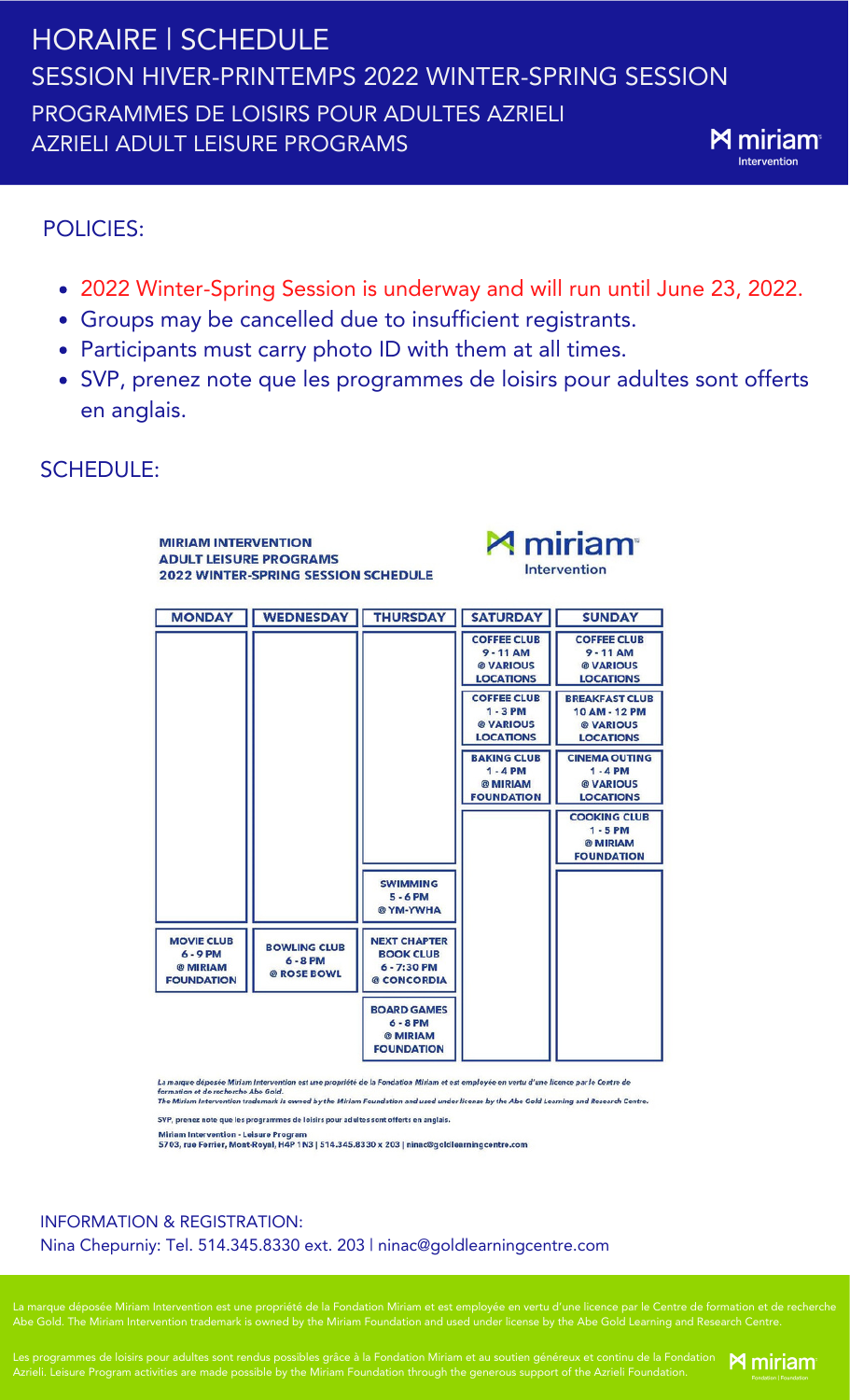# HORAIRE | SCHEDULE

## SESSION HIVER-PRINTEMPS 2022 WINTER-SPRING SESSION

### PROGRAMMES DE LOISIRS POUR ADULTES AZRIELI
### AZRIELI ADULT LEISURE PROGRAMS

## POLICIES:

- 2022 Winter-Spring Session is underway and will run until June 23, 2022.
- Groups may be cancelled due to insufficient registrants.
- Participants must carry photo ID with them at all times.
- SVP, prenez note que les programmes de loisirs pour adultes sont offerts en anglais.

## SCHEDULE:

**MIRIAM INTERVENTION**
**ADULT LEISURE PROGRAMS**
**2022 WINTER-SPRING SESSION SCHEDULE**

| MONDAY | WEDNESDAY | THURSDAY | SATURDAY | SUNDAY |
|---|---|---|---|---|
| | | | COFFEE CLUB 9 - 11 AM @ VARIOUS LOCATIONS | COFFEE CLUB 9 - 11 AM @ VARIOUS LOCATIONS |
| | | | COFFEE CLUB 1 - 3 PM @ VARIOUS LOCATIONS | BREAKFAST CLUB 10 AM - 12 PM @ VARIOUS LOCATIONS |
| | | | BAKING CLUB 1 - 4 PM @ MIRIAM FOUNDATION | CINEMA OUTING 1 - 4 PM @ VARIOUS LOCATIONS |
| | | | | COOKING CLUB 1 - 5 PM @ MIRIAM FOUNDATION |
| | | SWIMMING 5 - 6 PM @ YM-YWHA | | |
| MOVIE CLUB 6 - 9 PM @ MIRIAM FOUNDATION | BOWLING CLUB 6 - 8 PM @ ROSE BOWL | NEXT CHAPTER BOOK CLUB 6 - 7:30 PM @ CONCORDIA | | |
| | | BOARD GAMES 6 - 8 PM @ MIRIAM FOUNDATION | | |

La marque déposée Miriam Intervention est une propriété de la Fondation Miriam et est employée en vertu d'une licence par le Centre de formation et de recherche Abe Gold.
The Miriam Intervention trademark is owned by the Miriam Foundation and used under license by the Abe Gold Learning and Research Centre.

SVP, prenez note que les programmes de loisirs pour adultes sont offerts en anglais.

Miriam Intervention - Leisure Program
5703, rue Ferrier, Mont-Royal, H4P 1N3 | 514.345.8330 x 203 | ninac@goldlearningcentre.com

### INFORMATION & REGISTRATION:

Nina Chepurniy: Tel. 514.345.8330 ext. 203 | ninac@goldlearningcentre.com

La marque déposée Miriam Intervention est une propriété de la Fondation Miriam et est employée en vertu d'une licence par le Centre de formation et de recherche Abe Gold. The Miriam Intervention trademark is owned by the Miriam Foundation and used under license by the Abe Gold Learning and Research Centre.

Les programmes de loisirs pour adultes sont rendus possibles grâce à la Fondation Miriam et au soutien généreux et continu de la Fondation Azrieli. Leisure Program activities are made possible by the Miriam Foundation through the generous support of the Azrieli Foundation.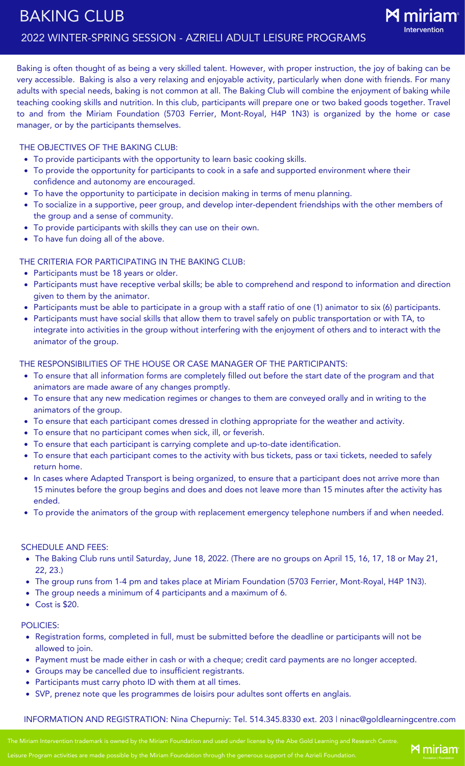# BAKING CLUB

## 2022 WINTER-SPRING SESSION - AZRIELI ADULT LEISURE PROGRAMS

miriam Intervention

Baking is often thought of as being a very skilled talent. However, with proper instruction, the joy of baking can be very accessible. Baking is also a very relaxing and enjoyable activity, particularly when done with friends. For many adults with special needs, baking is not common at all. The Baking Club will combine the enjoyment of baking while teaching cooking skills and nutrition. In this club, participants will prepare one or two baked goods together. Travel to and from the Miriam Foundation (5703 Ferrier, Mont-Royal, H4P 1N3) is organized by the home or case manager, or by the participants themselves.

### THE OBJECTIVES OF THE BAKING CLUB:

- To provide participants with the opportunity to learn basic cooking skills.
- To provide the opportunity for participants to cook in a safe and supported environment where their confidence and autonomy are encouraged.
- To have the opportunity to participate in decision making in terms of menu planning.
- To socialize in a supportive, peer group, and develop inter-dependent friendships with the other members of the group and a sense of community.
- To provide participants with skills they can use on their own.
- To have fun doing all of the above.

### THE CRITERIA FOR PARTICIPATING IN THE BAKING CLUB:

- Participants must be 18 years or older.
- Participants must have receptive verbal skills; be able to comprehend and respond to information and direction given to them by the animator.
- Participants must be able to participate in a group with a staff ratio of one (1) animator to six (6) participants.
- Participants must have social skills that allow them to travel safely on public transportation or with TA, to integrate into activities in the group without interfering with the enjoyment of others and to interact with the animator of the group.

### THE RESPONSIBILITIES OF THE HOUSE OR CASE MANAGER OF THE PARTICIPANTS:

- To ensure that all information forms are completely filled out before the start date of the program and that animators are made aware of any changes promptly.
- To ensure that any new medication regimes or changes to them are conveyed orally and in writing to the animators of the group.
- To ensure that each participant comes dressed in clothing appropriate for the weather and activity.
- To ensure that no participant comes when sick, ill, or feverish.
- To ensure that each participant is carrying complete and up-to-date identification.
- To ensure that each participant comes to the activity with bus tickets, pass or taxi tickets, needed to safely return home.
- In cases where Adapted Transport is being organized, to ensure that a participant does not arrive more than 15 minutes before the group begins and does and does not leave more than 15 minutes after the activity has ended.
- To provide the animators of the group with replacement emergency telephone numbers if and when needed.

### SCHEDULE AND FEES:

- The Baking Club runs until Saturday, June 18, 2022. (There are no groups on April 15, 16, 17, 18 or May 21, 22, 23.)
- The group runs from 1-4 pm and takes place at Miriam Foundation (5703 Ferrier, Mont-Royal, H4P 1N3).
- The group needs a minimum of 4 participants and a maximum of 6.
- Cost is $20.

### POLICIES:

- Registration forms, completed in full, must be submitted before the deadline or participants will not be allowed to join.
- Payment must be made either in cash or with a cheque; credit card payments are no longer accepted.
- Groups may be cancelled due to insufficient registrants.
- Participants must carry photo ID with them at all times.
- SVP, prenez note que les programmes de loisirs pour adultes sont offerts en anglais.

INFORMATION AND REGISTRATION: Nina Chepurniy: Tel. 514.345.8330 ext. 203 | ninac@goldlearningcentre.com

The Miriam Intervention trademark is owned by the Miriam Foundation and used under license by the Abe Gold Learning and Research Centre.

Leisure Program activities are made possible by the Miriam Foundation through the generous support of the Azrieli Foundation.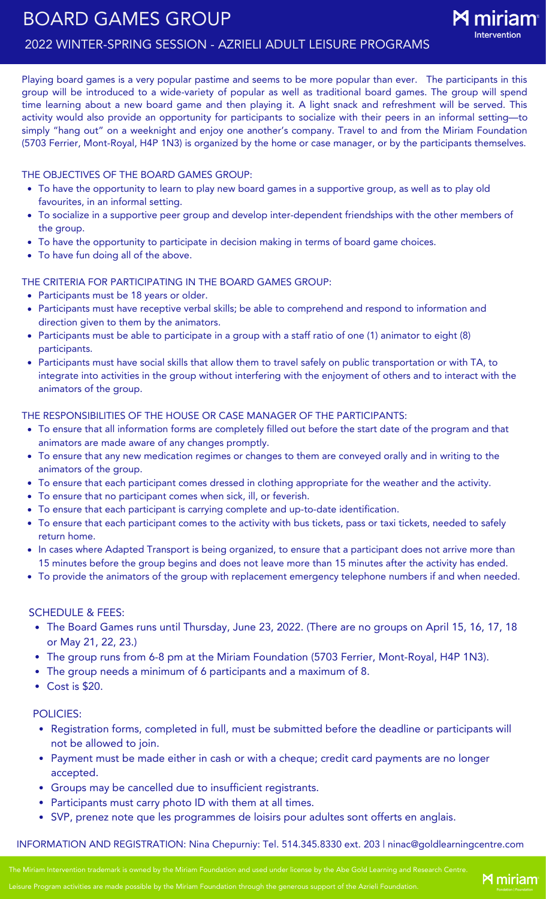# BOARD GAMES GROUP

## 2022 WINTER-SPRING SESSION - AZRIELI ADULT LEISURE PROGRAMS

miriam Intervention

Playing board games is a very popular pastime and seems to be more popular than ever. The participants in this group will be introduced to a wide-variety of popular as well as traditional board games. The group will spend time learning about a new board game and then playing it. A light snack and refreshment will be served. This activity would also provide an opportunity for participants to socialize with their peers in an informal setting—to simply "hang out" on a weeknight and enjoy one another's company. Travel to and from the Miriam Foundation (5703 Ferrier, Mont-Royal, H4P 1N3) is organized by the home or case manager, or by the participants themselves.

### THE OBJECTIVES OF THE BOARD GAMES GROUP:

- To have the opportunity to learn to play new board games in a supportive group, as well as to play old favourites, in an informal setting.
- To socialize in a supportive peer group and develop inter-dependent friendships with the other members of the group.
- To have the opportunity to participate in decision making in terms of board game choices.
- To have fun doing all of the above.

### THE CRITERIA FOR PARTICIPATING IN THE BOARD GAMES GROUP:

- Participants must be 18 years or older.
- Participants must have receptive verbal skills; be able to comprehend and respond to information and direction given to them by the animators.
- Participants must be able to participate in a group with a staff ratio of one (1) animator to eight (8) participants.
- Participants must have social skills that allow them to travel safely on public transportation or with TA, to integrate into activities in the group without interfering with the enjoyment of others and to interact with the animators of the group.

### THE RESPONSIBILITIES OF THE HOUSE OR CASE MANAGER OF THE PARTICIPANTS:

- To ensure that all information forms are completely filled out before the start date of the program and that animators are made aware of any changes promptly.
- To ensure that any new medication regimes or changes to them are conveyed orally and in writing to the animators of the group.
- To ensure that each participant comes dressed in clothing appropriate for the weather and the activity.
- To ensure that no participant comes when sick, ill, or feverish.
- To ensure that each participant is carrying complete and up-to-date identification.
- To ensure that each participant comes to the activity with bus tickets, pass or taxi tickets, needed to safely return home.
- In cases where Adapted Transport is being organized, to ensure that a participant does not arrive more than 15 minutes before the group begins and does not leave more than 15 minutes after the activity has ended.
- To provide the animators of the group with replacement emergency telephone numbers if and when needed.

### SCHEDULE & FEES:

- The Board Games runs until Thursday, June 23, 2022. (There are no groups on April 15, 16, 17, 18 or May 21, 22, 23.)
- The group runs from 6-8 pm at the Miriam Foundation (5703 Ferrier, Mont-Royal, H4P 1N3).
- The group needs a minimum of 6 participants and a maximum of 8.
- Cost is $20.

### POLICIES:

- Registration forms, completed in full, must be submitted before the deadline or participants will not be allowed to join.
- Payment must be made either in cash or with a cheque; credit card payments are no longer accepted.
- Groups may be cancelled due to insufficient registrants.
- Participants must carry photo ID with them at all times.
- SVP, prenez note que les programmes de loisirs pour adultes sont offerts en anglais.

INFORMATION AND REGISTRATION: Nina Chepurniy: Tel. 514.345.8330 ext. 203 | ninac@goldlearningcentre.com

The Miriam Intervention trademark is owned by the Miriam Foundation and used under license by the Abe Gold Learning and Research Centre.

Leisure Program activities are made possible by the Miriam Foundation through the generous support of the Azrieli Foundation.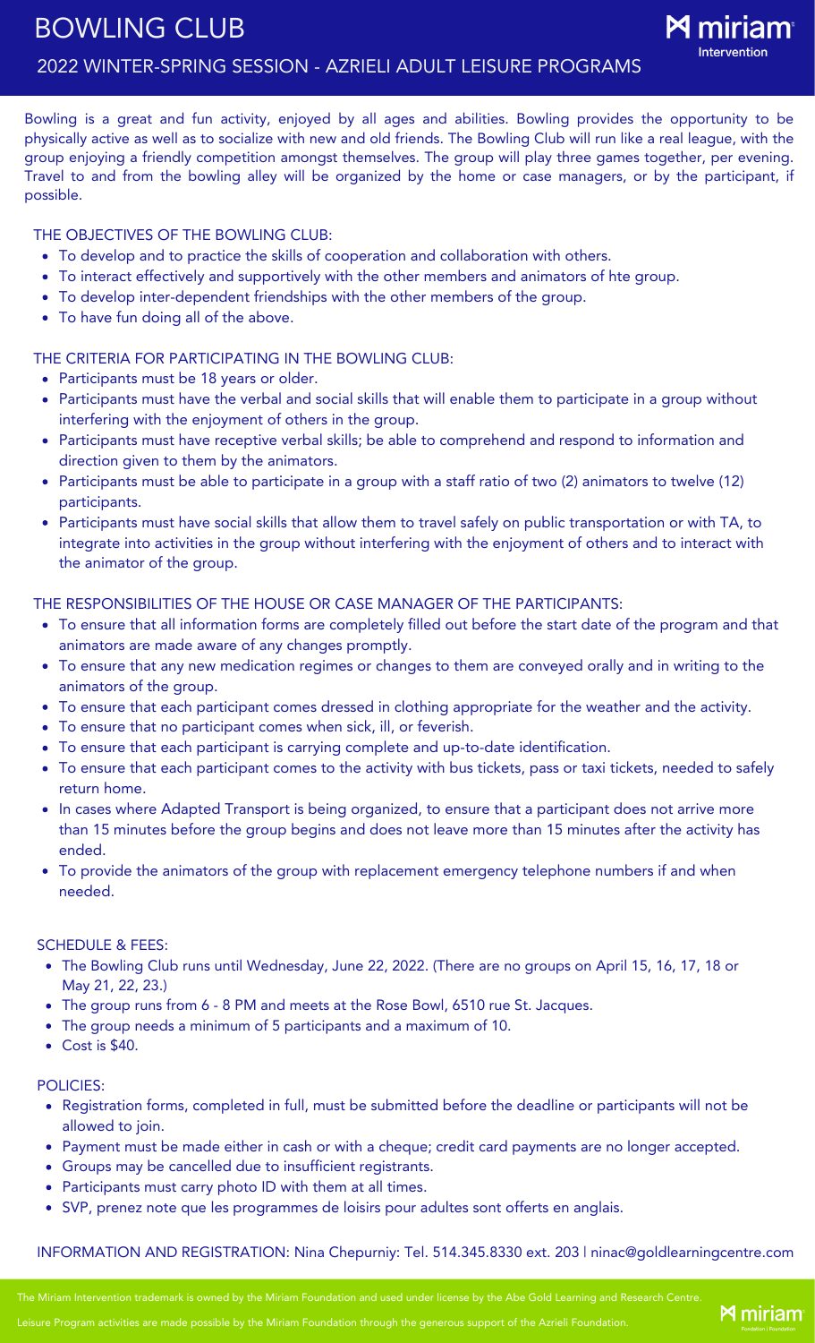# BOWLING CLUB

## 2022 WINTER-SPRING SESSION - AZRIELI ADULT LEISURE PROGRAMS

miriam Intervention

Bowling is a great and fun activity, enjoyed by all ages and abilities. Bowling provides the opportunity to be physically active as well as to socialize with new and old friends. The Bowling Club will run like a real league, with the group enjoying a friendly competition amongst themselves. The group will play three games together, per evening. Travel to and from the bowling alley will be organized by the home or case managers, or by the participant, if possible.

### THE OBJECTIVES OF THE BOWLING CLUB:

- To develop and to practice the skills of cooperation and collaboration with others.
- To interact effectively and supportively with the other members and animators of hte group.
- To develop inter-dependent friendships with the other members of the group.
- To have fun doing all of the above.

### THE CRITERIA FOR PARTICIPATING IN THE BOWLING CLUB:

- Participants must be 18 years or older.
- Participants must have the verbal and social skills that will enable them to participate in a group without interfering with the enjoyment of others in the group.
- Participants must have receptive verbal skills; be able to comprehend and respond to information and direction given to them by the animators.
- Participants must be able to participate in a group with a staff ratio of two (2) animators to twelve (12) participants.
- Participants must have social skills that allow them to travel safely on public transportation or with TA, to integrate into activities in the group without interfering with the enjoyment of others and to interact with the animator of the group.

### THE RESPONSIBILITIES OF THE HOUSE OR CASE MANAGER OF THE PARTICIPANTS:

- To ensure that all information forms are completely filled out before the start date of the program and that animators are made aware of any changes promptly.
- To ensure that any new medication regimes or changes to them are conveyed orally and in writing to the animators of the group.
- To ensure that each participant comes dressed in clothing appropriate for the weather and the activity.
- To ensure that no participant comes when sick, ill, or feverish.
- To ensure that each participant is carrying complete and up-to-date identification.
- To ensure that each participant comes to the activity with bus tickets, pass or taxi tickets, needed to safely return home.
- In cases where Adapted Transport is being organized, to ensure that a participant does not arrive more than 15 minutes before the group begins and does not leave more than 15 minutes after the activity has ended.
- To provide the animators of the group with replacement emergency telephone numbers if and when needed.

### SCHEDULE & FEES:

- The Bowling Club runs until Wednesday, June 22, 2022. (There are no groups on April 15, 16, 17, 18 or May 21, 22, 23.)
- The group runs from 6 - 8 PM and meets at the Rose Bowl, 6510 rue St. Jacques.
- The group needs a minimum of 5 participants and a maximum of 10.
- Cost is $40.

### POLICIES:

- Registration forms, completed in full, must be submitted before the deadline or participants will not be allowed to join.
- Payment must be made either in cash or with a cheque; credit card payments are no longer accepted.
- Groups may be cancelled due to insufficient registrants.
- Participants must carry photo ID with them at all times.
- SVP, prenez note que les programmes de loisirs pour adultes sont offerts en anglais.

INFORMATION AND REGISTRATION: Nina Chepurniy: Tel. 514.345.8330 ext. 203 | ninac@goldlearningcentre.com

The Miriam Intervention trademark is owned by the Miriam Foundation and used under license by the Abe Gold Learning and Research Centre.

Leisure Program activities are made possible by the Miriam Foundation through the generous support of the Azrieli Foundation.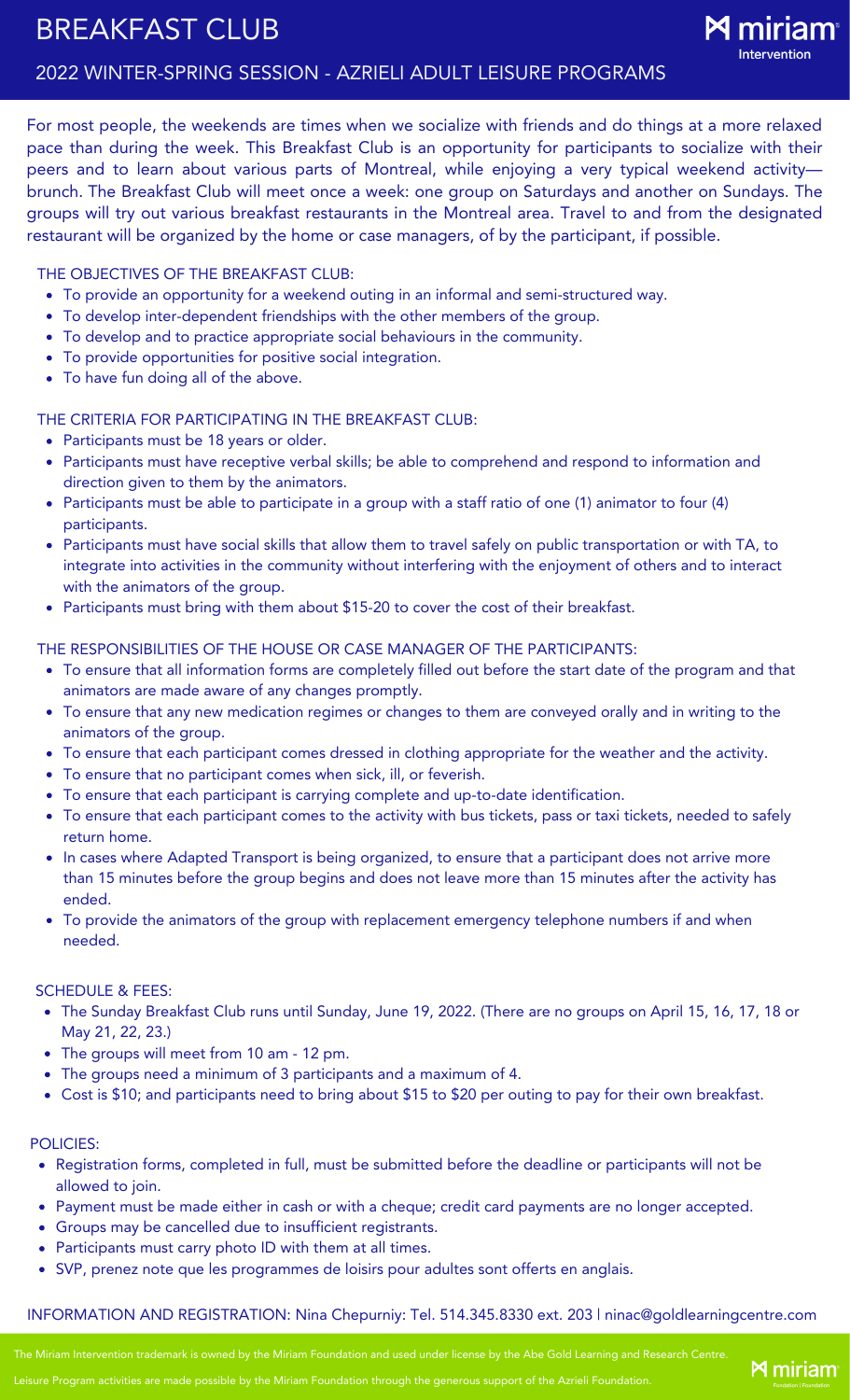# BREAKFAST CLUB

## 2022 WINTER-SPRING SESSION - AZRIELI ADULT LEISURE PROGRAMS

miriam Intervention

For most people, the weekends are times when we socialize with friends and do things at a more relaxed pace than during the week. This Breakfast Club is an opportunity for participants to socialize with their peers and to learn about various parts of Montreal, while enjoying a very typical weekend activity—brunch. The Breakfast Club will meet once a week: one group on Saturdays and another on Sundays. The groups will try out various breakfast restaurants in the Montreal area. Travel to and from the designated restaurant will be organized by the home or case managers, of by the participant, if possible.

### THE OBJECTIVES OF THE BREAKFAST CLUB:

- To provide an opportunity for a weekend outing in an informal and semi-structured way.
- To develop inter-dependent friendships with the other members of the group.
- To develop and to practice appropriate social behaviours in the community.
- To provide opportunities for positive social integration.
- To have fun doing all of the above.

### THE CRITERIA FOR PARTICIPATING IN THE BREAKFAST CLUB:

- Participants must be 18 years or older.
- Participants must have receptive verbal skills; be able to comprehend and respond to information and direction given to them by the animators.
- Participants must be able to participate in a group with a staff ratio of one (1) animator to four (4) participants.
- Participants must have social skills that allow them to travel safely on public transportation or with TA, to integrate into activities in the community without interfering with the enjoyment of others and to interact with the animators of the group.
- Participants must bring with them about $15-20 to cover the cost of their breakfast.

### THE RESPONSIBILITIES OF THE HOUSE OR CASE MANAGER OF THE PARTICIPANTS:

- To ensure that all information forms are completely filled out before the start date of the program and that animators are made aware of any changes promptly.
- To ensure that any new medication regimes or changes to them are conveyed orally and in writing to the animators of the group.
- To ensure that each participant comes dressed in clothing appropriate for the weather and the activity.
- To ensure that no participant comes when sick, ill, or feverish.
- To ensure that each participant is carrying complete and up-to-date identification.
- To ensure that each participant comes to the activity with bus tickets, pass or taxi tickets, needed to safely return home.
- In cases where Adapted Transport is being organized, to ensure that a participant does not arrive more than 15 minutes before the group begins and does not leave more than 15 minutes after the activity has ended.
- To provide the animators of the group with replacement emergency telephone numbers if and when needed.

### SCHEDULE & FEES:

- The Sunday Breakfast Club runs until Sunday, June 19, 2022. (There are no groups on April 15, 16, 17, 18 or May 21, 22, 23.)
- The groups will meet from 10 am - 12 pm.
- The groups need a minimum of 3 participants and a maximum of 4.
- Cost is $10; and participants need to bring about $15 to $20 per outing to pay for their own breakfast.

### POLICIES:

- Registration forms, completed in full, must be submitted before the deadline or participants will not be allowed to join.
- Payment must be made either in cash or with a cheque; credit card payments are no longer accepted.
- Groups may be cancelled due to insufficient registrants.
- Participants must carry photo ID with them at all times.
- SVP, prenez note que les programmes de loisirs pour adultes sont offerts en anglais.

INFORMATION AND REGISTRATION: Nina Chepurniy: Tel. 514.345.8330 ext. 203 | ninac@goldlearningcentre.com

The Miriam Intervention trademark is owned by the Miriam Foundation and used under license by the Abe Gold Learning and Research Centre.

Leisure Program activities are made possible by the Miriam Foundation through the generous support of the Azrieli Foundation.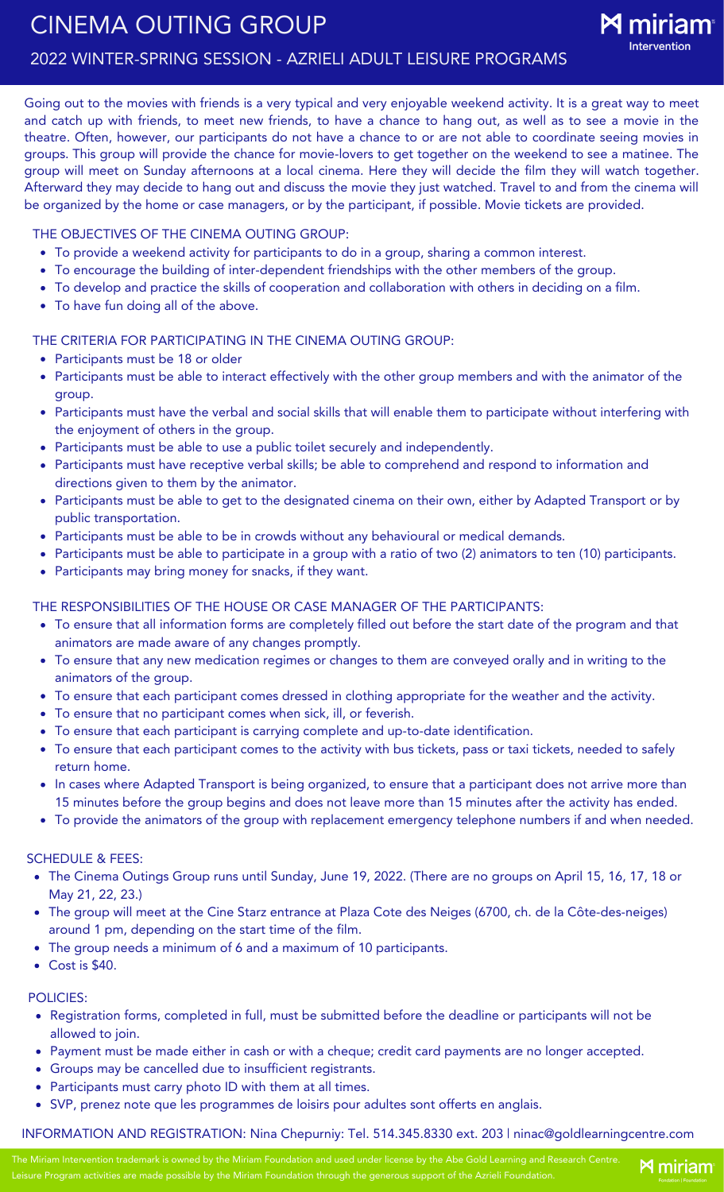# CINEMA OUTING GROUP

## 2022 WINTER-SPRING SESSION - AZRIELI ADULT LEISURE PROGRAMS

Going out to the movies with friends is a very typical and very enjoyable weekend activity. It is a great way to meet and catch up with friends, to meet new friends, to have a chance to hang out, as well as to see a movie in the theatre. Often, however, our participants do not have a chance to or are not able to coordinate seeing movies in groups. This group will provide the chance for movie-lovers to get together on the weekend to see a matinee. The group will meet on Sunday afternoons at a local cinema. Here they will decide the film they will watch together. Afterward they may decide to hang out and discuss the movie they just watched. Travel to and from the cinema will be organized by the home or case managers, or by the participant, if possible. Movie tickets are provided.

### THE OBJECTIVES OF THE CINEMA OUTING GROUP:

- To provide a weekend activity for participants to do in a group, sharing a common interest.
- To encourage the building of inter-dependent friendships with the other members of the group.
- To develop and practice the skills of cooperation and collaboration with others in deciding on a film.
- To have fun doing all of the above.

### THE CRITERIA FOR PARTICIPATING IN THE CINEMA OUTING GROUP:

- Participants must be 18 or older
- Participants must be able to interact effectively with the other group members and with the animator of the group.
- Participants must have the verbal and social skills that will enable them to participate without interfering with the enjoyment of others in the group.
- Participants must be able to use a public toilet securely and independently.
- Participants must have receptive verbal skills; be able to comprehend and respond to information and directions given to them by the animator.
- Participants must be able to get to the designated cinema on their own, either by Adapted Transport or by public transportation.
- Participants must be able to be in crowds without any behavioural or medical demands.
- Participants must be able to participate in a group with a ratio of two (2) animators to ten (10) participants.
- Participants may bring money for snacks, if they want.

### THE RESPONSIBILITIES OF THE HOUSE OR CASE MANAGER OF THE PARTICIPANTS:

- To ensure that all information forms are completely filled out before the start date of the program and that animators are made aware of any changes promptly.
- To ensure that any new medication regimes or changes to them are conveyed orally and in writing to the animators of the group.
- To ensure that each participant comes dressed in clothing appropriate for the weather and the activity.
- To ensure that no participant comes when sick, ill, or feverish.
- To ensure that each participant is carrying complete and up-to-date identification.
- To ensure that each participant comes to the activity with bus tickets, pass or taxi tickets, needed to safely return home.
- In cases where Adapted Transport is being organized, to ensure that a participant does not arrive more than 15 minutes before the group begins and does not leave more than 15 minutes after the activity has ended.
- To provide the animators of the group with replacement emergency telephone numbers if and when needed.

### SCHEDULE & FEES:

- The Cinema Outings Group runs until Sunday, June 19, 2022. (There are no groups on April 15, 16, 17, 18 or May 21, 22, 23.)
- The group will meet at the Cine Starz entrance at Plaza Cote des Neiges (6700, ch. de la Côte-des-neiges) around 1 pm, depending on the start time of the film.
- The group needs a minimum of 6 and a maximum of 10 participants.
- Cost is $40.

### POLICIES:

- Registration forms, completed in full, must be submitted before the deadline or participants will not be allowed to join.
- Payment must be made either in cash or with a cheque; credit card payments are no longer accepted.
- Groups may be cancelled due to insufficient registrants.
- Participants must carry photo ID with them at all times.
- SVP, prenez note que les programmes de loisirs pour adultes sont offerts en anglais.

INFORMATION AND REGISTRATION: Nina Chepurniy: Tel. 514.345.8330 ext. 203 | ninac@goldlearningcentre.com

The Miriam Intervention trademark is owned by the Miriam Foundation and used under license by the Abe Gold Learning and Research Centre. Leisure Program activities are made possible by the Miriam Foundation through the generous support of the Azrieli Foundation.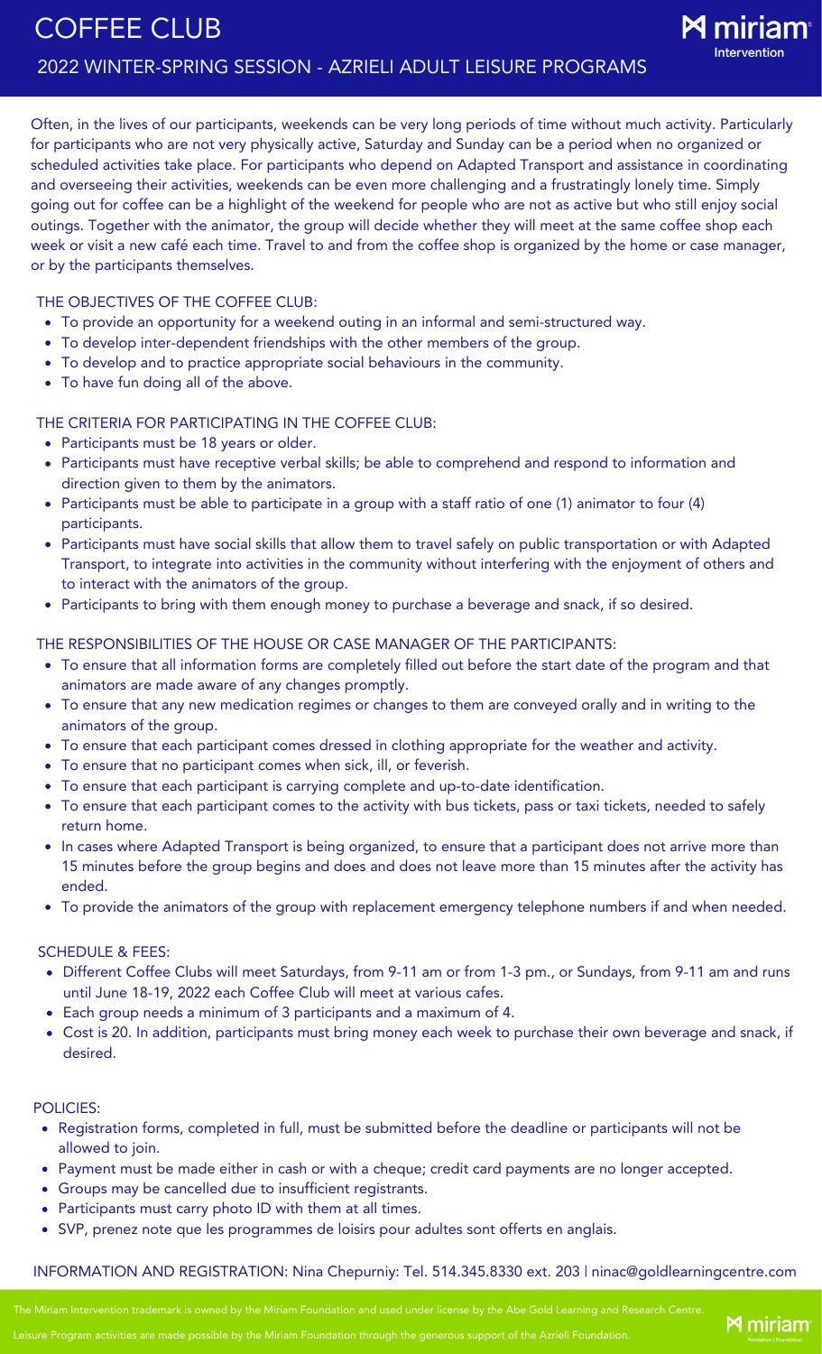# COFFEE CLUB

## 2022 WINTER-SPRING SESSION - AZRIELI ADULT LEISURE PROGRAMS

Often, in the lives of our participants, weekends can be very long periods of time without much activity. Particularly for participants who are not very physically active, Saturday and Sunday can be a period when no organized or scheduled activities take place. For participants who depend on Adapted Transport and assistance in coordinating and overseeing their activities, weekends can be even more challenging and a frustratingly lonely time. Simply going out for coffee can be a highlight of the weekend for people who are not as active but who still enjoy social outings. Together with the animator, the group will decide whether they will meet at the same coffee shop each week or visit a new café each time. Travel to and from the coffee shop is organized by the home or case manager, or by the participants themselves.

### THE OBJECTIVES OF THE COFFEE CLUB:

- To provide an opportunity for a weekend outing in an informal and semi-structured way.
- To develop inter-dependent friendships with the other members of the group.
- To develop and to practice appropriate social behaviours in the community.
- To have fun doing all of the above.

### THE CRITERIA FOR PARTICIPATING IN THE COFFEE CLUB:

- Participants must be 18 years or older.
- Participants must have receptive verbal skills; be able to comprehend and respond to information and direction given to them by the animators.
- Participants must be able to participate in a group with a staff ratio of one (1) animator to four (4) participants.
- Participants must have social skills that allow them to travel safely on public transportation or with Adapted Transport, to integrate into activities in the community without interfering with the enjoyment of others and to interact with the animators of the group.
- Participants to bring with them enough money to purchase a beverage and snack, if so desired.

### THE RESPONSIBILITIES OF THE HOUSE OR CASE MANAGER OF THE PARTICIPANTS:

- To ensure that all information forms are completely filled out before the start date of the program and that animators are made aware of any changes promptly.
- To ensure that any new medication regimes or changes to them are conveyed orally and in writing to the animators of the group.
- To ensure that each participant comes dressed in clothing appropriate for the weather and activity.
- To ensure that no participant comes when sick, ill, or feverish.
- To ensure that each participant is carrying complete and up-to-date identification.
- To ensure that each participant comes to the activity with bus tickets, pass or taxi tickets, needed to safely return home.
- In cases where Adapted Transport is being organized, to ensure that a participant does not arrive more than 15 minutes before the group begins and does and does not leave more than 15 minutes after the activity has ended.
- To provide the animators of the group with replacement emergency telephone numbers if and when needed.

### SCHEDULE & FEES:

- Different Coffee Clubs will meet Saturdays, from 9-11 am or from 1-3 pm., or Sundays, from 9-11 am and runs until June 18-19, 2022 each Coffee Club will meet at various cafes.
- Each group needs a minimum of 3 participants and a maximum of 4.
- Cost is 20. In addition, participants must bring money each week to purchase their own beverage and snack, if desired.

### POLICIES:

- Registration forms, completed in full, must be submitted before the deadline or participants will not be allowed to join.
- Payment must be made either in cash or with a cheque; credit card payments are no longer accepted.
- Groups may be cancelled due to insufficient registrants.
- Participants must carry photo ID with them at all times.
- SVP, prenez note que les programmes de loisirs pour adultes sont offerts en anglais.

INFORMATION AND REGISTRATION: Nina Chepurniy: Tel. 514.345.8330 ext. 203 | ninac@goldlearningcentre.com

The Miriam Intervention trademark is owned by the Miriam Foundation and used under license by the Abe Gold Learning and Research Centre.

Leisure Program activities are made possible by the Miriam Foundation through the generous support of the Azrieli Foundation.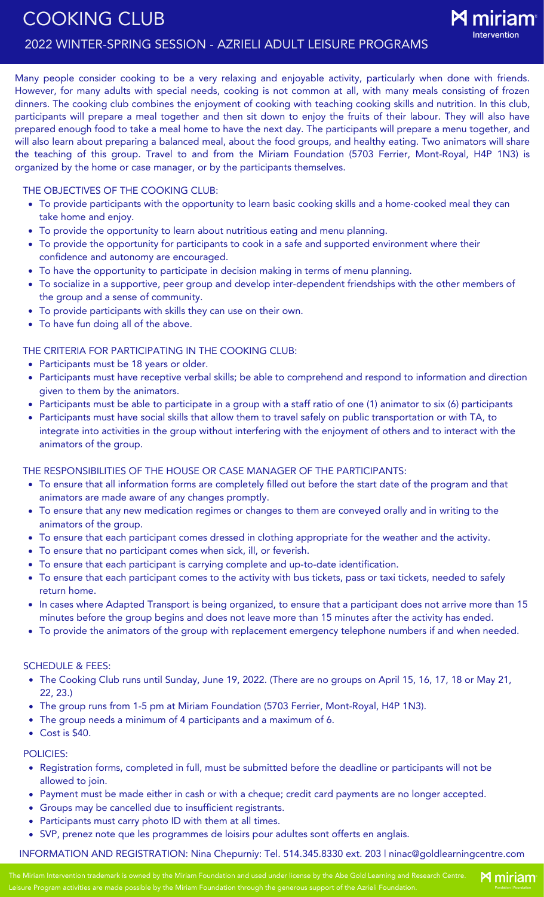# COOKING CLUB

## 2022 WINTER-SPRING SESSION - AZRIELI ADULT LEISURE PROGRAMS

miriam Intervention

Many people consider cooking to be a very relaxing and enjoyable activity, particularly when done with friends. However, for many adults with special needs, cooking is not common at all, with many meals consisting of frozen dinners. The cooking club combines the enjoyment of cooking with teaching cooking skills and nutrition. In this club, participants will prepare a meal together and then sit down to enjoy the fruits of their labour. They will also have prepared enough food to take a meal home to have the next day. The participants will prepare a menu together, and will also learn about preparing a balanced meal, about the food groups, and healthy eating. Two animators will share the teaching of this group. Travel to and from the Miriam Foundation (5703 Ferrier, Mont-Royal, H4P 1N3) is organized by the home or case manager, or by the participants themselves.

### THE OBJECTIVES OF THE COOKING CLUB:

- To provide participants with the opportunity to learn basic cooking skills and a home-cooked meal they can take home and enjoy.
- To provide the opportunity to learn about nutritious eating and menu planning.
- To provide the opportunity for participants to cook in a safe and supported environment where their confidence and autonomy are encouraged.
- To have the opportunity to participate in decision making in terms of menu planning.
- To socialize in a supportive, peer group and develop inter-dependent friendships with the other members of the group and a sense of community.
- To provide participants with skills they can use on their own.
- To have fun doing all of the above.

### THE CRITERIA FOR PARTICIPATING IN THE COOKING CLUB:

- Participants must be 18 years or older.
- Participants must have receptive verbal skills; be able to comprehend and respond to information and direction given to them by the animators.
- Participants must be able to participate in a group with a staff ratio of one (1) animator to six (6) participants
- Participants must have social skills that allow them to travel safely on public transportation or with TA, to integrate into activities in the group without interfering with the enjoyment of others and to interact with the animators of the group.

### THE RESPONSIBILITIES OF THE HOUSE OR CASE MANAGER OF THE PARTICIPANTS:

- To ensure that all information forms are completely filled out before the start date of the program and that animators are made aware of any changes promptly.
- To ensure that any new medication regimes or changes to them are conveyed orally and in writing to the animators of the group.
- To ensure that each participant comes dressed in clothing appropriate for the weather and the activity.
- To ensure that no participant comes when sick, ill, or feverish.
- To ensure that each participant is carrying complete and up-to-date identification.
- To ensure that each participant comes to the activity with bus tickets, pass or taxi tickets, needed to safely return home.
- In cases where Adapted Transport is being organized, to ensure that a participant does not arrive more than 15 minutes before the group begins and does not leave more than 15 minutes after the activity has ended.
- To provide the animators of the group with replacement emergency telephone numbers if and when needed.

### SCHEDULE & FEES:

- The Cooking Club runs until Sunday, June 19, 2022. (There are no groups on April 15, 16, 17, 18 or May 21, 22, 23.)
- The group runs from 1-5 pm at Miriam Foundation (5703 Ferrier, Mont-Royal, H4P 1N3).
- The group needs a minimum of 4 participants and a maximum of 6.
- Cost is $40.

### POLICIES:

- Registration forms, completed in full, must be submitted before the deadline or participants will not be allowed to join.
- Payment must be made either in cash or with a cheque; credit card payments are no longer accepted.
- Groups may be cancelled due to insufficient registrants.
- Participants must carry photo ID with them at all times.
- SVP, prenez note que les programmes de loisirs pour adultes sont offerts en anglais.

INFORMATION AND REGISTRATION: Nina Chepurniy: Tel. 514.345.8330 ext. 203 | ninac@goldlearningcentre.com

The Miriam Intervention trademark is owned by the Miriam Foundation and used under license by the Abe Gold Learning and Research Centre. Leisure Program activities are made possible by the Miriam Foundation through the generous support of the Azrieli Foundation.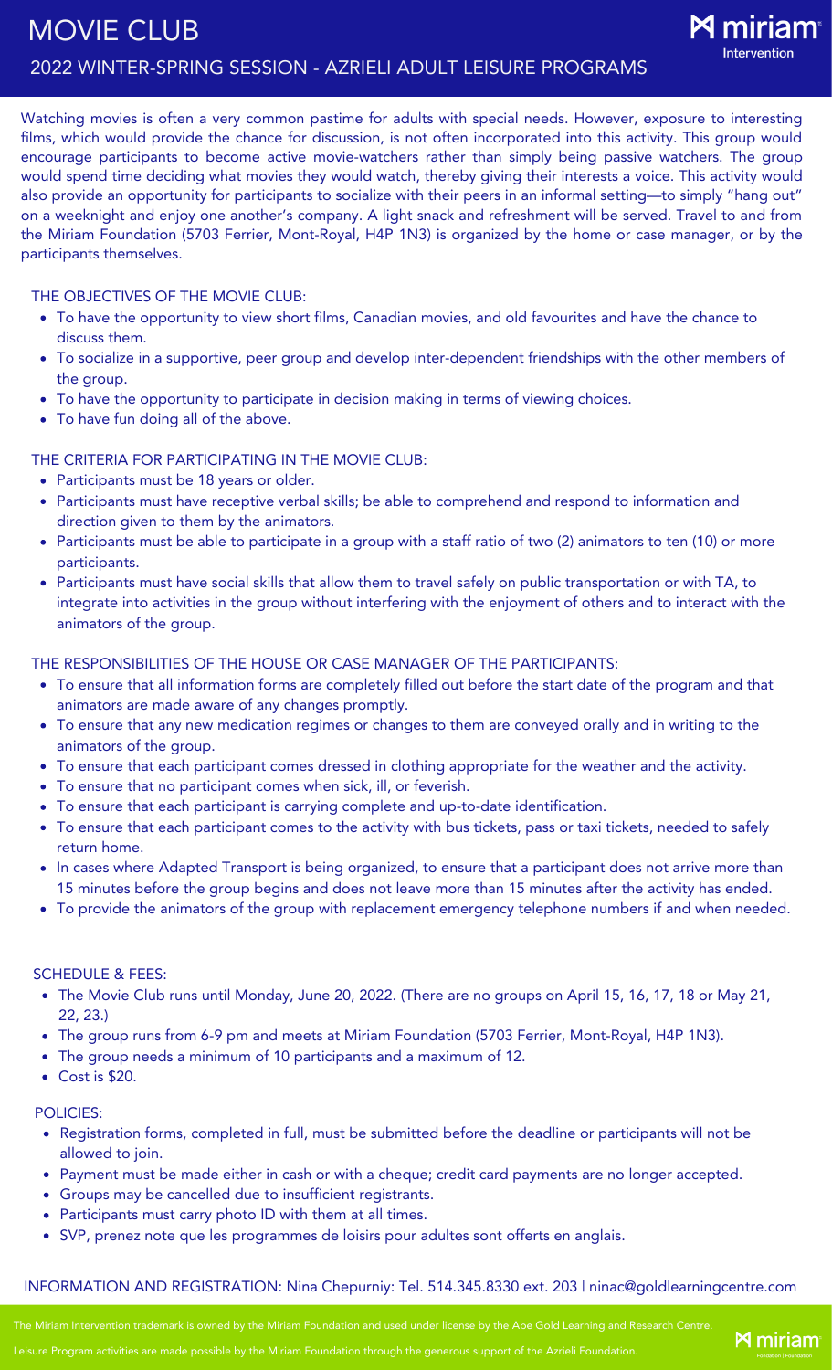# MOVIE CLUB

## 2022 WINTER-SPRING SESSION - AZRIELI ADULT LEISURE PROGRAMS

Watching movies is often a very common pastime for adults with special needs. However, exposure to interesting films, which would provide the chance for discussion, is not often incorporated into this activity. This group would encourage participants to become active movie-watchers rather than simply being passive watchers. The group would spend time deciding what movies they would watch, thereby giving their interests a voice. This activity would also provide an opportunity for participants to socialize with their peers in an informal setting—to simply "hang out" on a weeknight and enjoy one another's company. A light snack and refreshment will be served. Travel to and from the Miriam Foundation (5703 Ferrier, Mont-Royal, H4P 1N3) is organized by the home or case manager, or by the participants themselves.

### THE OBJECTIVES OF THE MOVIE CLUB:

- To have the opportunity to view short films, Canadian movies, and old favourites and have the chance to discuss them.
- To socialize in a supportive, peer group and develop inter-dependent friendships with the other members of the group.
- To have the opportunity to participate in decision making in terms of viewing choices.
- To have fun doing all of the above.

### THE CRITERIA FOR PARTICIPATING IN THE MOVIE CLUB:

- Participants must be 18 years or older.
- Participants must have receptive verbal skills; be able to comprehend and respond to information and direction given to them by the animators.
- Participants must be able to participate in a group with a staff ratio of two (2) animators to ten (10) or more participants.
- Participants must have social skills that allow them to travel safely on public transportation or with TA, to integrate into activities in the group without interfering with the enjoyment of others and to interact with the animators of the group.

### THE RESPONSIBILITIES OF THE HOUSE OR CASE MANAGER OF THE PARTICIPANTS:

- To ensure that all information forms are completely filled out before the start date of the program and that animators are made aware of any changes promptly.
- To ensure that any new medication regimes or changes to them are conveyed orally and in writing to the animators of the group.
- To ensure that each participant comes dressed in clothing appropriate for the weather and the activity.
- To ensure that no participant comes when sick, ill, or feverish.
- To ensure that each participant is carrying complete and up-to-date identification.
- To ensure that each participant comes to the activity with bus tickets, pass or taxi tickets, needed to safely return home.
- In cases where Adapted Transport is being organized, to ensure that a participant does not arrive more than 15 minutes before the group begins and does not leave more than 15 minutes after the activity has ended.
- To provide the animators of the group with replacement emergency telephone numbers if and when needed.

### SCHEDULE & FEES:

- The Movie Club runs until Monday, June 20, 2022. (There are no groups on April 15, 16, 17, 18 or May 21, 22, 23.)
- The group runs from 6-9 pm and meets at Miriam Foundation (5703 Ferrier, Mont-Royal, H4P 1N3).
- The group needs a minimum of 10 participants and a maximum of 12.
- Cost is $20.

### POLICIES:

- Registration forms, completed in full, must be submitted before the deadline or participants will not be allowed to join.
- Payment must be made either in cash or with a cheque; credit card payments are no longer accepted.
- Groups may be cancelled due to insufficient registrants.
- Participants must carry photo ID with them at all times.
- SVP, prenez note que les programmes de loisirs pour adultes sont offerts en anglais.

INFORMATION AND REGISTRATION: Nina Chepurniy: Tel. 514.345.8330 ext. 203 | ninac@goldlearningcentre.com

The Miriam Intervention trademark is owned by the Miriam Foundation and used under license by the Abe Gold Learning and Research Centre.

Leisure Program activities are made possible by the Miriam Foundation through the generous support of the Azrieli Foundation.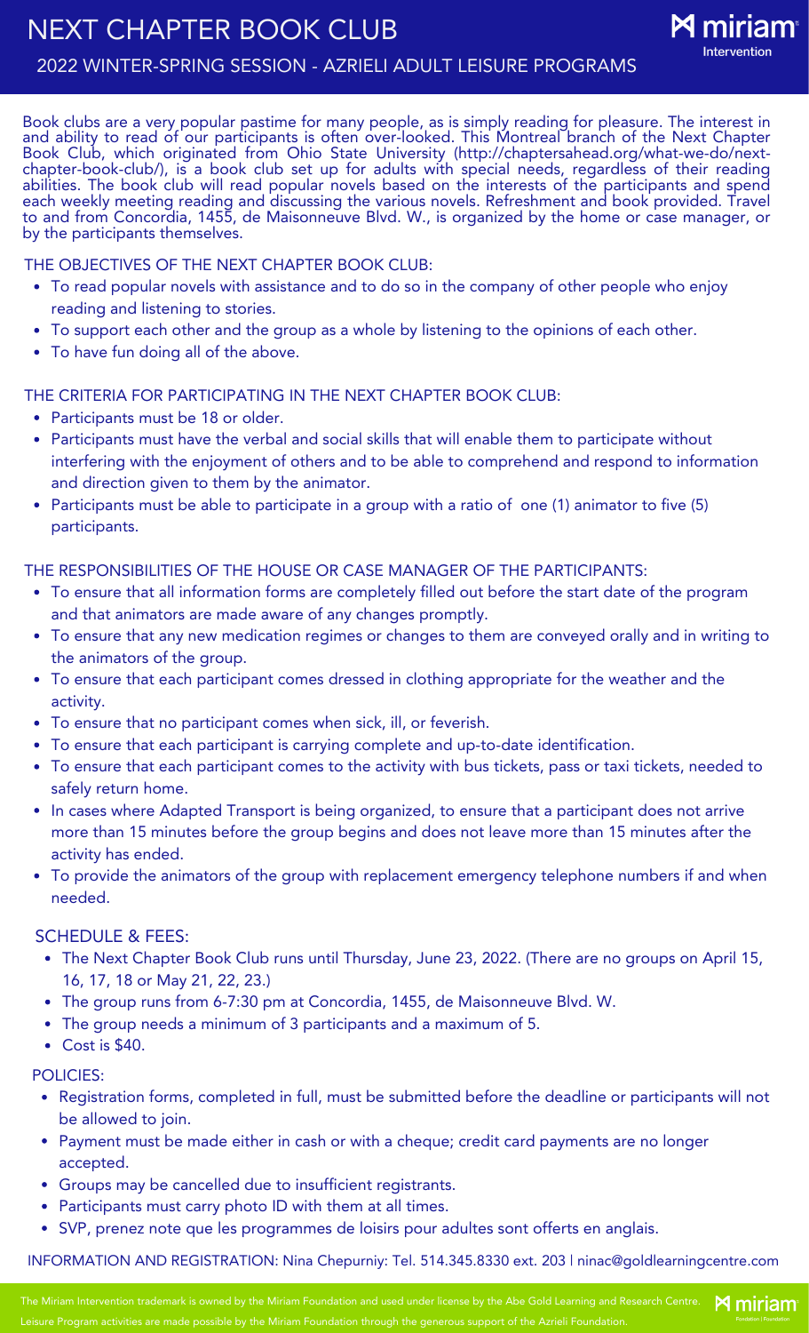# NEXT CHAPTER BOOK CLUB

## 2022 WINTER-SPRING SESSION - AZRIELI ADULT LEISURE PROGRAMS

miriam Intervention

Book clubs are a very popular pastime for many people, as is simply reading for pleasure. The interest in and ability to read of our participants is often over-looked. This Montreal branch of the Next Chapter Book Club, which originated from Ohio State University (http://chaptersahead.org/what-we-do/next-chapter-book-club/), is a book club set up for adults with special needs, regardless of their reading abilities. The book club will read popular novels based on the interests of the participants and spend each weekly meeting reading and discussing the various novels. Refreshment and book provided. Travel to and from Concordia, 1455, de Maisonneuve Blvd. W., is organized by the home or case manager, or by the participants themselves.

### THE OBJECTIVES OF THE NEXT CHAPTER BOOK CLUB:

- To read popular novels with assistance and to do so in the company of other people who enjoy reading and listening to stories.
- To support each other and the group as a whole by listening to the opinions of each other.
- To have fun doing all of the above.

### THE CRITERIA FOR PARTICIPATING IN THE NEXT CHAPTER BOOK CLUB:

- Participants must be 18 or older.
- Participants must have the verbal and social skills that will enable them to participate without interfering with the enjoyment of others and to be able to comprehend and respond to information and direction given to them by the animator.
- Participants must be able to participate in a group with a ratio of one (1) animator to five (5) participants.

### THE RESPONSIBILITIES OF THE HOUSE OR CASE MANAGER OF THE PARTICIPANTS:

- To ensure that all information forms are completely filled out before the start date of the program and that animators are made aware of any changes promptly.
- To ensure that any new medication regimes or changes to them are conveyed orally and in writing to the animators of the group.
- To ensure that each participant comes dressed in clothing appropriate for the weather and the activity.
- To ensure that no participant comes when sick, ill, or feverish.
- To ensure that each participant is carrying complete and up-to-date identification.
- To ensure that each participant comes to the activity with bus tickets, pass or taxi tickets, needed to safely return home.
- In cases where Adapted Transport is being organized, to ensure that a participant does not arrive more than 15 minutes before the group begins and does not leave more than 15 minutes after the activity has ended.
- To provide the animators of the group with replacement emergency telephone numbers if and when needed.

### SCHEDULE & FEES:

- The Next Chapter Book Club runs until Thursday, June 23, 2022. (There are no groups on April 15, 16, 17, 18 or May 21, 22, 23.)
- The group runs from 6-7:30 pm at Concordia, 1455, de Maisonneuve Blvd. W.
- The group needs a minimum of 3 participants and a maximum of 5.
- Cost is $40.

### POLICIES:

- Registration forms, completed in full, must be submitted before the deadline or participants will not be allowed to join.
- Payment must be made either in cash or with a cheque; credit card payments are no longer accepted.
- Groups may be cancelled due to insufficient registrants.
- Participants must carry photo ID with them at all times.
- SVP, prenez note que les programmes de loisirs pour adultes sont offerts en anglais.

INFORMATION AND REGISTRATION: Nina Chepurniy: Tel. 514.345.8330 ext. 203 | ninac@goldlearningcentre.com

The Miriam Intervention trademark is owned by the Miriam Foundation and used under license by the Abe Gold Learning and Research Centre. Leisure Program activities are made possible by the Miriam Foundation through the generous support of the Azrieli Foundation.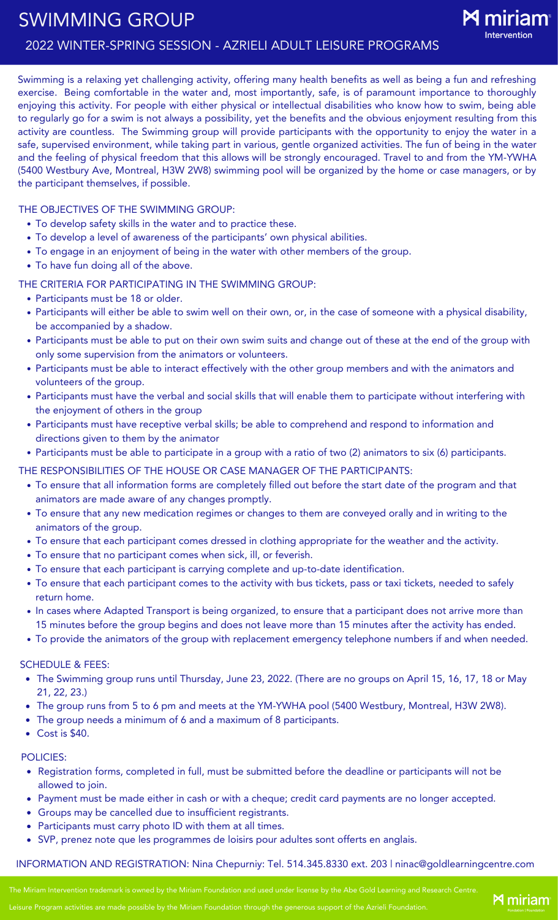# SWIMMING GROUP

## 2022 WINTER-SPRING SESSION - AZRIELI ADULT LEISURE PROGRAMS

miriam Intervention

Swimming is a relaxing yet challenging activity, offering many health benefits as well as being a fun and refreshing exercise. Being comfortable in the water and, most importantly, safe, is of paramount importance to thoroughly enjoying this activity. For people with either physical or intellectual disabilities who know how to swim, being able to regularly go for a swim is not always a possibility, yet the benefits and the obvious enjoyment resulting from this activity are countless. The Swimming group will provide participants with the opportunity to enjoy the water in a safe, supervised environment, while taking part in various, gentle organized activities. The fun of being in the water and the feeling of physical freedom that this allows will be strongly encouraged. Travel to and from the YM-YWHA (5400 Westbury Ave, Montreal, H3W 2W8) swimming pool will be organized by the home or case managers, or by the participant themselves, if possible.

### THE OBJECTIVES OF THE SWIMMING GROUP:

- To develop safety skills in the water and to practice these.
- To develop a level of awareness of the participants' own physical abilities.
- To engage in an enjoyment of being in the water with other members of the group.
- To have fun doing all of the above.

### THE CRITERIA FOR PARTICIPATING IN THE SWIMMING GROUP:

- Participants must be 18 or older.
- Participants will either be able to swim well on their own, or, in the case of someone with a physical disability, be accompanied by a shadow.
- Participants must be able to put on their own swim suits and change out of these at the end of the group with only some supervision from the animators or volunteers.
- Participants must be able to interact effectively with the other group members and with the animators and volunteers of the group.
- Participants must have the verbal and social skills that will enable them to participate without interfering with the enjoyment of others in the group
- Participants must have receptive verbal skills; be able to comprehend and respond to information and directions given to them by the animator
- Participants must be able to participate in a group with a ratio of two (2) animators to six (6) participants.

### THE RESPONSIBILITIES OF THE HOUSE OR CASE MANAGER OF THE PARTICIPANTS:

- To ensure that all information forms are completely filled out before the start date of the program and that animators are made aware of any changes promptly.
- To ensure that any new medication regimes or changes to them are conveyed orally and in writing to the animators of the group.
- To ensure that each participant comes dressed in clothing appropriate for the weather and the activity.
- To ensure that no participant comes when sick, ill, or feverish.
- To ensure that each participant is carrying complete and up-to-date identification.
- To ensure that each participant comes to the activity with bus tickets, pass or taxi tickets, needed to safely return home.
- In cases where Adapted Transport is being organized, to ensure that a participant does not arrive more than 15 minutes before the group begins and does not leave more than 15 minutes after the activity has ended.
- To provide the animators of the group with replacement emergency telephone numbers if and when needed.

### SCHEDULE & FEES:

- The Swimming group runs until Thursday, June 23, 2022. (There are no groups on April 15, 16, 17, 18 or May 21, 22, 23.)
- The group runs from 5 to 6 pm and meets at the YM-YWHA pool (5400 Westbury, Montreal, H3W 2W8).
- The group needs a minimum of 6 and a maximum of 8 participants.
- Cost is $40.

### POLICIES:

- Registration forms, completed in full, must be submitted before the deadline or participants will not be allowed to join.
- Payment must be made either in cash or with a cheque; credit card payments are no longer accepted.
- Groups may be cancelled due to insufficient registrants.
- Participants must carry photo ID with them at all times.
- SVP, prenez note que les programmes de loisirs pour adultes sont offerts en anglais.

INFORMATION AND REGISTRATION: Nina Chepurniy: Tel. 514.345.8330 ext. 203 | ninac@goldlearningcentre.com

The Miriam Intervention trademark is owned by the Miriam Foundation and used under license by the Abe Gold Learning and Research Centre.

Leisure Program activities are made possible by the Miriam Foundation through the generous support of the Azrieli Foundation.

miriam Foundation | Fondation